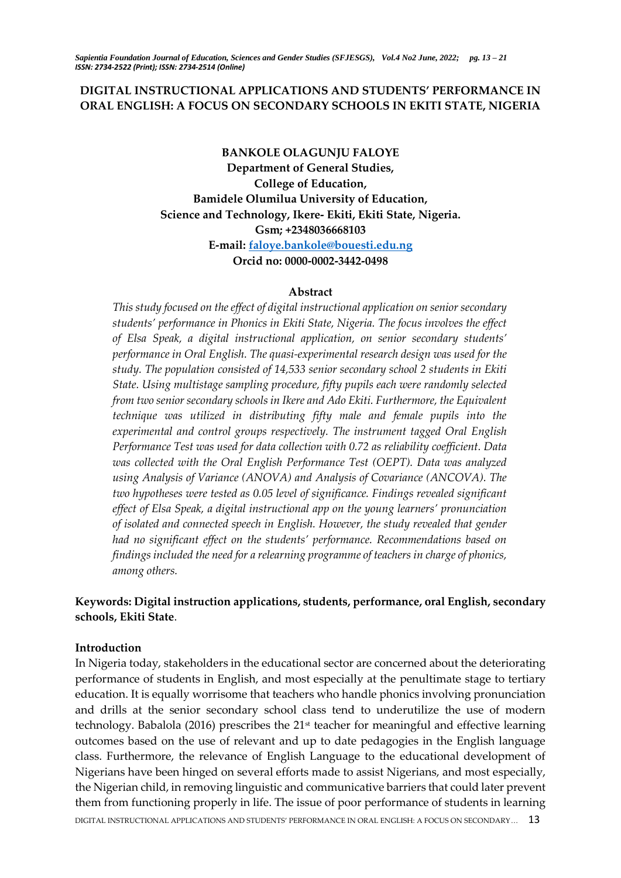# DIGITAL INSTRUCTIONAL APPLICATIONS AND STUDENTS' PERFORMANCE IN ORAL ENGLISH: A FOCUS ON SECONDARY SCHOOLS IN EKITI STATE, NIGERIA

**BANKOLE OLAGUNJU FALOYE**
**Department of General Studies,**
**College of Education,**
**Bamidele Olumilua University of Education,**
**Science and Technology, Ikere- Ekiti, Ekiti State, Nigeria.**
**Gsm; +2348036668103**
**E-mail: faloye.bankole@bouesti.edu.ng**
**Orcid no: 0000-0002-3442-0498**

### Abstract

*This study focused on the effect of digital instructional application on senior secondary students' performance in Phonics in Ekiti State, Nigeria. The focus involves the effect of Elsa Speak, a digital instructional application, on senior secondary students' performance in Oral English. The quasi-experimental research design was used for the study. The population consisted of 14,533 senior secondary school 2 students in Ekiti State. Using multistage sampling procedure, fifty pupils each were randomly selected from two senior secondary schools in Ikere and Ado Ekiti. Furthermore, the Equivalent technique was utilized in distributing fifty male and female pupils into the experimental and control groups respectively. The instrument tagged Oral English Performance Test was used for data collection with 0.72 as reliability coefficient. Data was collected with the Oral English Performance Test (OEPT). Data was analyzed using Analysis of Variance (ANOVA) and Analysis of Covariance (ANCOVA). The two hypotheses were tested as 0.05 level of significance. Findings revealed significant effect of Elsa Speak, a digital instructional app on the young learners' pronunciation of isolated and connected speech in English. However, the study revealed that gender had no significant effect on the students' performance. Recommendations based on findings included the need for a relearning programme of teachers in charge of phonics, among others.*

**Keywords: Digital instruction applications, students, performance, oral English, secondary schools, Ekiti State**.

## Introduction

In Nigeria today, stakeholders in the educational sector are concerned about the deteriorating performance of students in English, and most especially at the penultimate stage to tertiary education. It is equally worrisome that teachers who handle phonics involving pronunciation and drills at the senior secondary school class tend to underutilize the use of modern technology. Babalola (2016) prescribes the 21st teacher for meaningful and effective learning outcomes based on the use of relevant and up to date pedagogies in the English language class. Furthermore, the relevance of English Language to the educational development of Nigerians have been hinged on several efforts made to assist Nigerians, and most especially, the Nigerian child, in removing linguistic and communicative barriers that could later prevent them from functioning properly in life. The issue of poor performance of students in learning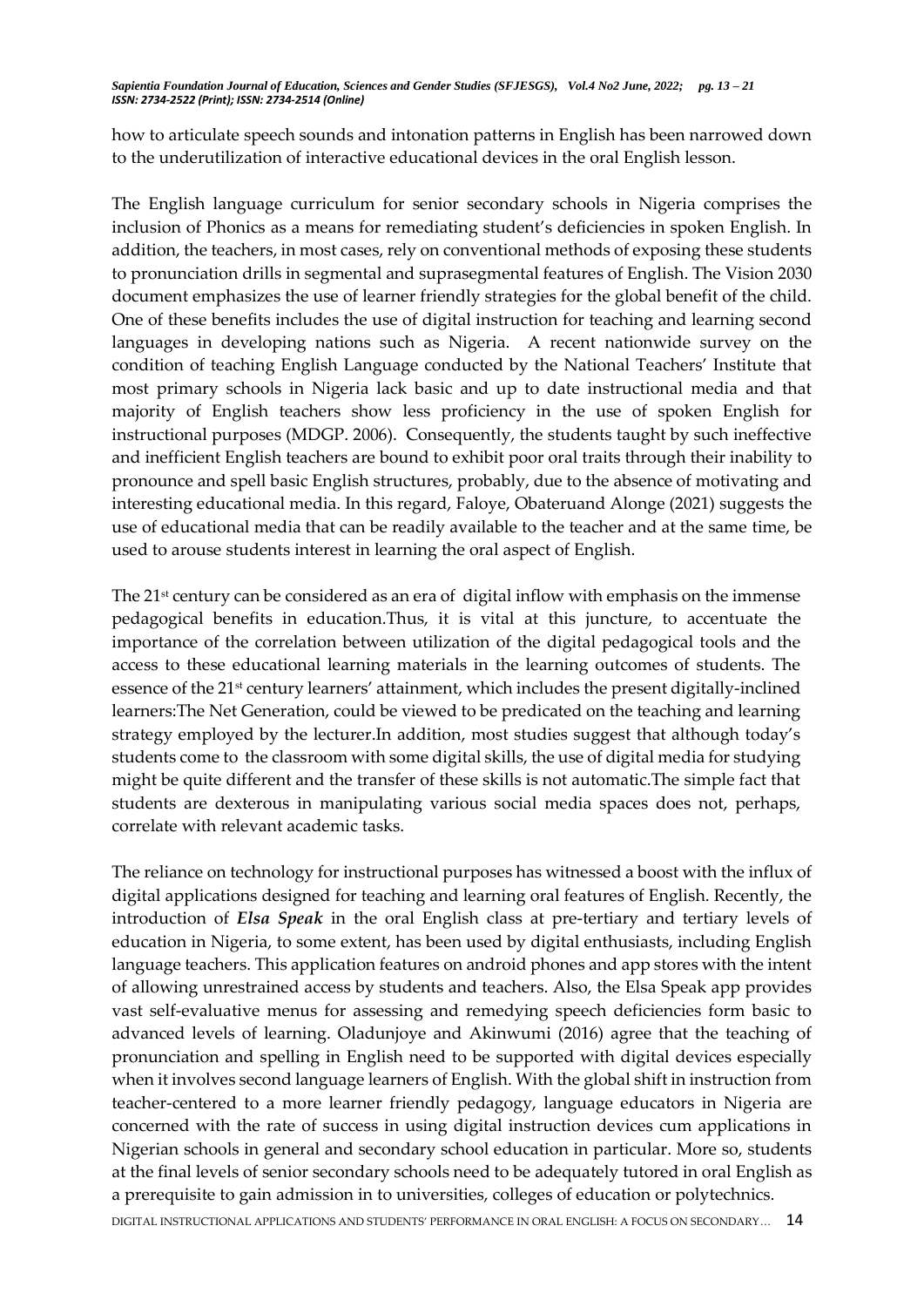how to articulate speech sounds and intonation patterns in English has been narrowed down to the underutilization of interactive educational devices in the oral English lesson.

The English language curriculum for senior secondary schools in Nigeria comprises the inclusion of Phonics as a means for remediating student's deficiencies in spoken English. In addition, the teachers, in most cases, rely on conventional methods of exposing these students to pronunciation drills in segmental and suprasegmental features of English. The Vision 2030 document emphasizes the use of learner friendly strategies for the global benefit of the child. One of these benefits includes the use of digital instruction for teaching and learning second languages in developing nations such as Nigeria. A recent nationwide survey on the condition of teaching English Language conducted by the National Teachers' Institute that most primary schools in Nigeria lack basic and up to date instructional media and that majority of English teachers show less proficiency in the use of spoken English for instructional purposes (MDGP. 2006). Consequently, the students taught by such ineffective and inefficient English teachers are bound to exhibit poor oral traits through their inability to pronounce and spell basic English structures, probably, due to the absence of motivating and interesting educational media. In this regard, Faloye, Obateruand Alonge (2021) suggests the use of educational media that can be readily available to the teacher and at the same time, be used to arouse students interest in learning the oral aspect of English.

The 21st century can be considered as an era of digital inflow with emphasis on the immense pedagogical benefits in education.Thus, it is vital at this juncture, to accentuate the importance of the correlation between utilization of the digital pedagogical tools and the access to these educational learning materials in the learning outcomes of students. The essence of the 21st century learners' attainment, which includes the present digitally-inclined learners:The Net Generation, could be viewed to be predicated on the teaching and learning strategy employed by the lecturer.In addition, most studies suggest that although today's students come to the classroom with some digital skills, the use of digital media for studying might be quite different and the transfer of these skills is not automatic.The simple fact that students are dexterous in manipulating various social media spaces does not, perhaps, correlate with relevant academic tasks.

The reliance on technology for instructional purposes has witnessed a boost with the influx of digital applications designed for teaching and learning oral features of English. Recently, the introduction of ***Elsa Speak*** in the oral English class at pre-tertiary and tertiary levels of education in Nigeria, to some extent, has been used by digital enthusiasts, including English language teachers. This application features on android phones and app stores with the intent of allowing unrestrained access by students and teachers. Also, the Elsa Speak app provides vast self-evaluative menus for assessing and remedying speech deficiencies form basic to advanced levels of learning. Oladunjoye and Akinwumi (2016) agree that the teaching of pronunciation and spelling in English need to be supported with digital devices especially when it involves second language learners of English. With the global shift in instruction from teacher-centered to a more learner friendly pedagogy, language educators in Nigeria are concerned with the rate of success in using digital instruction devices cum applications in Nigerian schools in general and secondary school education in particular. More so, students at the final levels of senior secondary schools need to be adequately tutored in oral English as a prerequisite to gain admission in to universities, colleges of education or polytechnics.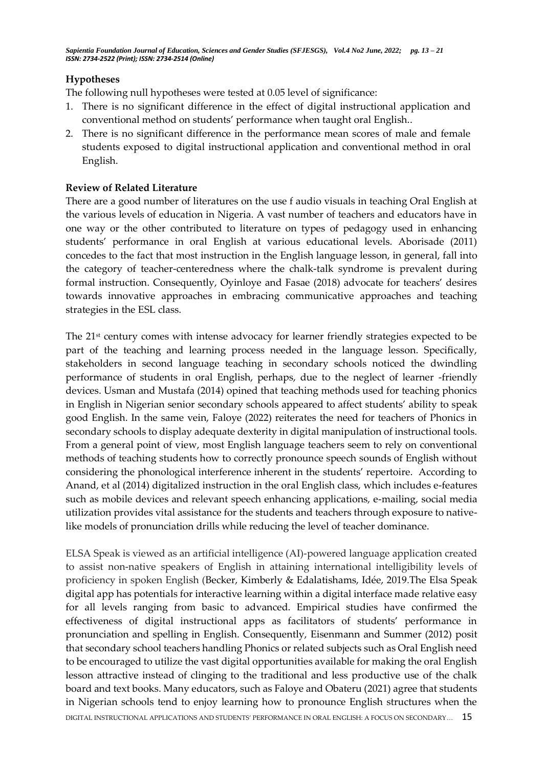### Hypotheses

The following null hypotheses were tested at 0.05 level of significance:

1. There is no significant difference in the effect of digital instructional application and conventional method on students' performance when taught oral English..
2. There is no significant difference in the performance mean scores of male and female students exposed to digital instructional application and conventional method in oral English.

### Review of Related Literature

There are a good number of literatures on the use f audio visuals in teaching Oral English at the various levels of education in Nigeria. A vast number of teachers and educators have in one way or the other contributed to literature on types of pedagogy used in enhancing students' performance in oral English at various educational levels. Aborisade (2011) concedes to the fact that most instruction in the English language lesson, in general, fall into the category of teacher-centeredness where the chalk-talk syndrome is prevalent during formal instruction. Consequently, Oyinloye and Fasae (2018) advocate for teachers' desires towards innovative approaches in embracing communicative approaches and teaching strategies in the ESL class.

The 21st century comes with intense advocacy for learner friendly strategies expected to be part of the teaching and learning process needed in the language lesson. Specifically, stakeholders in second language teaching in secondary schools noticed the dwindling performance of students in oral English, perhaps, due to the neglect of learner -friendly devices. Usman and Mustafa (2014) opined that teaching methods used for teaching phonics in English in Nigerian senior secondary schools appeared to affect students' ability to speak good English. In the same vein, Faloye (2022) reiterates the need for teachers of Phonics in secondary schools to display adequate dexterity in digital manipulation of instructional tools. From a general point of view, most English language teachers seem to rely on conventional methods of teaching students how to correctly pronounce speech sounds of English without considering the phonological interference inherent in the students' repertoire. According to Anand, et al (2014) digitalized instruction in the oral English class, which includes e-features such as mobile devices and relevant speech enhancing applications, e-mailing, social media utilization provides vital assistance for the students and teachers through exposure to native-like models of pronunciation drills while reducing the level of teacher dominance.

ELSA Speak is viewed as an artificial intelligence (AI)-powered language application created to assist non-native speakers of English in attaining international intelligibility levels of proficiency in spoken English (Becker, Kimberly & Edalatishams, Idée, 2019.The Elsa Speak digital app has potentials for interactive learning within a digital interface made relative easy for all levels ranging from basic to advanced. Empirical studies have confirmed the effectiveness of digital instructional apps as facilitators of students' performance in pronunciation and spelling in English. Consequently, Eisenmann and Summer (2012) posit that secondary school teachers handling Phonics or related subjects such as Oral English need to be encouraged to utilize the vast digital opportunities available for making the oral English lesson attractive instead of clinging to the traditional and less productive use of the chalk board and text books. Many educators, such as Faloye and Obateru (2021) agree that students in Nigerian schools tend to enjoy learning how to pronounce English structures when the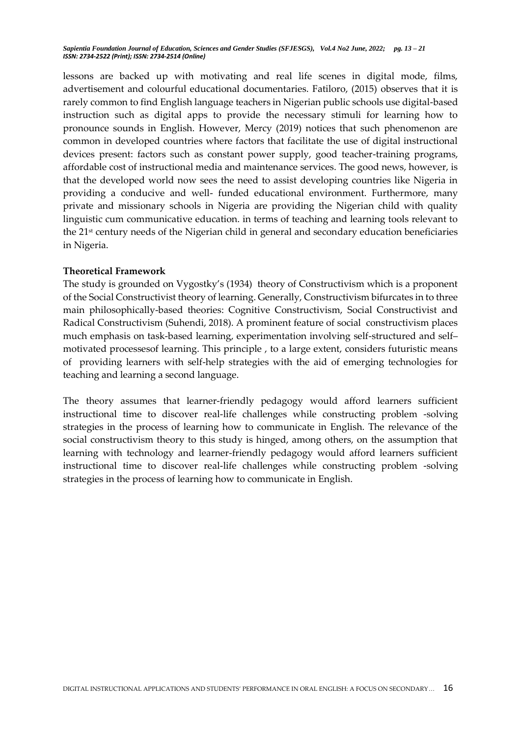lessons are backed up with motivating and real life scenes in digital mode, films, advertisement and colourful educational documentaries. Fatiloro, (2015) observes that it is rarely common to find English language teachers in Nigerian public schools use digital-based instruction such as digital apps to provide the necessary stimuli for learning how to pronounce sounds in English. However, Mercy (2019) notices that such phenomenon are common in developed countries where factors that facilitate the use of digital instructional devices present: factors such as constant power supply, good teacher-training programs, affordable cost of instructional media and maintenance services. The good news, however, is that the developed world now sees the need to assist developing countries like Nigeria in providing a conducive and well- funded educational environment. Furthermore, many private and missionary schools in Nigeria are providing the Nigerian child with quality linguistic cum communicative education. in terms of teaching and learning tools relevant to the 21st century needs of the Nigerian child in general and secondary education beneficiaries in Nigeria.

**Theoretical Framework**

The study is grounded on Vygostky's (1934) theory of Constructivism which is a proponent of the Social Constructivist theory of learning. Generally, Constructivism bifurcates in to three main philosophically-based theories: Cognitive Constructivism, Social Constructivist and Radical Constructivism (Suhendi, 2018). A prominent feature of social constructivism places much emphasis on task-based learning, experimentation involving self-structured and self–motivated processesof learning. This principle , to a large extent, considers futuristic means of providing learners with self-help strategies with the aid of emerging technologies for teaching and learning a second language.

The theory assumes that learner-friendly pedagogy would afford learners sufficient instructional time to discover real-life challenges while constructing problem -solving strategies in the process of learning how to communicate in English. The relevance of the social constructivism theory to this study is hinged, among others, on the assumption that learning with technology and learner-friendly pedagogy would afford learners sufficient instructional time to discover real-life challenges while constructing problem -solving strategies in the process of learning how to communicate in English.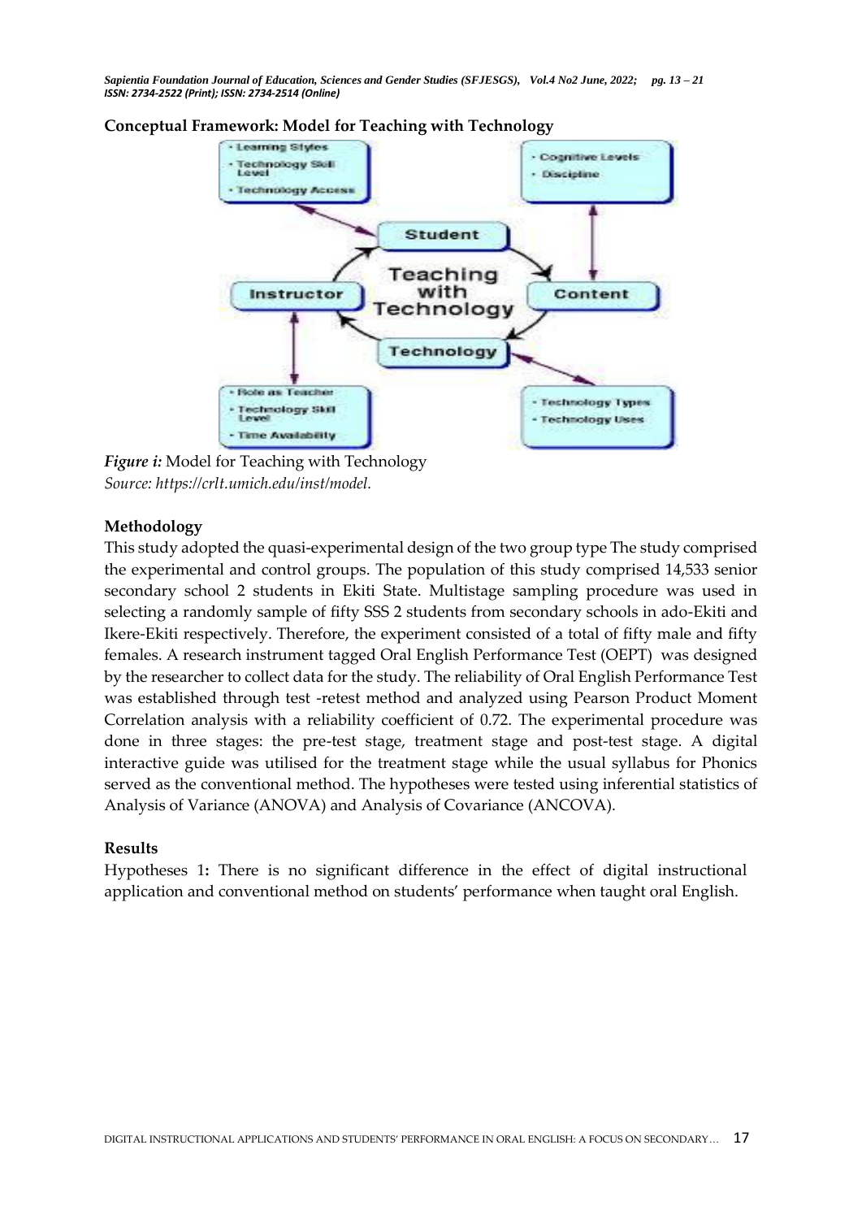**Conceptual Framework: Model for Teaching with Technology**

*Figure i:* Model for Teaching with Technology
*Source: https://crlt.umich.edu/inst/model.*

**Methodology**

This study adopted the quasi-experimental design of the two group type The study comprised the experimental and control groups. The population of this study comprised 14,533 senior secondary school 2 students in Ekiti State. Multistage sampling procedure was used in selecting a randomly sample of fifty SSS 2 students from secondary schools in ado-Ekiti and Ikere-Ekiti respectively. Therefore, the experiment consisted of a total of fifty male and fifty females. A research instrument tagged Oral English Performance Test (OEPT) was designed by the researcher to collect data for the study. The reliability of Oral English Performance Test was established through test -retest method and analyzed using Pearson Product Moment Correlation analysis with a reliability coefficient of 0.72. The experimental procedure was done in three stages: the pre-test stage, treatment stage and post-test stage. A digital interactive guide was utilised for the treatment stage while the usual syllabus for Phonics served as the conventional method. The hypotheses were tested using inferential statistics of Analysis of Variance (ANOVA) and Analysis of Covariance (ANCOVA).

**Results**

Hypotheses 1**:** There is no significant difference in the effect of digital instructional application and conventional method on students' performance when taught oral English.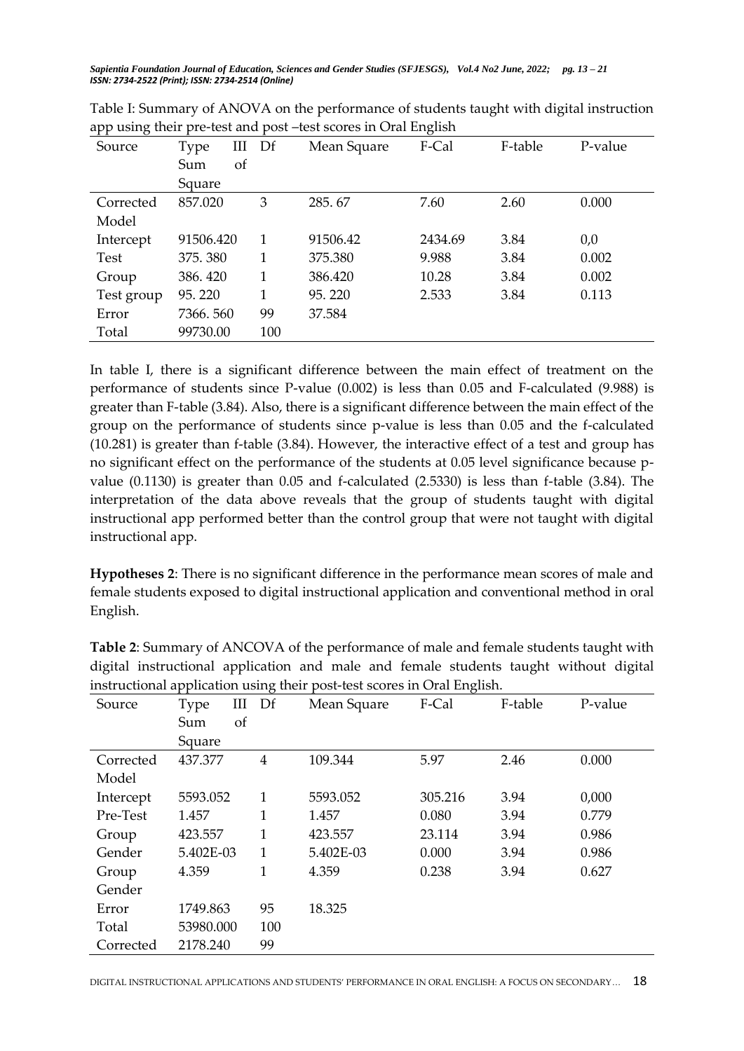Table I: Summary of ANOVA on the performance of students taught with digital instruction app using their pre-test and post –test scores in Oral English

| Source | Type III Sum of Square | Df | Mean Square | F-Cal | F-table | P-value |
|---|---|---|---|---|---|---|
| Corrected Model | 857.020 | 3 | 285. 67 | 7.60 | 2.60 | 0.000 |
| Intercept | 91506.420 | 1 | 91506.42 | 2434.69 | 3.84 | 0,0 |
| Test | 375. 380 | 1 | 375.380 | 9.988 | 3.84 | 0.002 |
| Group | 386. 420 | 1 | 386.420 | 10.28 | 3.84 | 0.002 |
| Test group | 95. 220 | 1 | 95. 220 | 2.533 | 3.84 | 0.113 |
| Error | 7366. 560 | 99 | 37.584 | | | |
| Total | 99730.00 | 100 | | | | |

In table I, there is a significant difference between the main effect of treatment on the performance of students since P-value (0.002) is less than 0.05 and F-calculated (9.988) is greater than F-table (3.84). Also, there is a significant difference between the main effect of the group on the performance of students since p-value is less than 0.05 and the f-calculated (10.281) is greater than f-table (3.84). However, the interactive effect of a test and group has no significant effect on the performance of the students at 0.05 level significance because p-value (0.1130) is greater than 0.05 and f-calculated (2.5330) is less than f-table (3.84). The interpretation of the data above reveals that the group of students taught with digital instructional app performed better than the control group that were not taught with digital instructional app.

**Hypotheses 2**: There is no significant difference in the performance mean scores of male and female students exposed to digital instructional application and conventional method in oral English.

**Table 2**: Summary of ANCOVA of the performance of male and female students taught with digital instructional application and male and female students taught without digital instructional application using their post-test scores in Oral English.

| Source | Type III Sum of Square | Df | Mean Square | F-Cal | F-table | P-value |
|---|---|---|---|---|---|---|
| Corrected Model | 437.377 | 4 | 109.344 | 5.97 | 2.46 | 0.000 |
| Intercept | 5593.052 | 1 | 5593.052 | 305.216 | 3.94 | 0,000 |
| Pre-Test | 1.457 | 1 | 1.457 | 0.080 | 3.94 | 0.779 |
| Group | 423.557 | 1 | 423.557 | 23.114 | 3.94 | 0.986 |
| Gender | 5.402E-03 | 1 | 5.402E-03 | 0.000 | 3.94 | 0.986 |
| Group Gender | 4.359 | 1 | 4.359 | 0.238 | 3.94 | 0.627 |
| Error | 1749.863 | 95 | 18.325 | | | |
| Total | 53980.000 | 100 | | | | |
| Corrected | 2178.240 | 99 | | | | |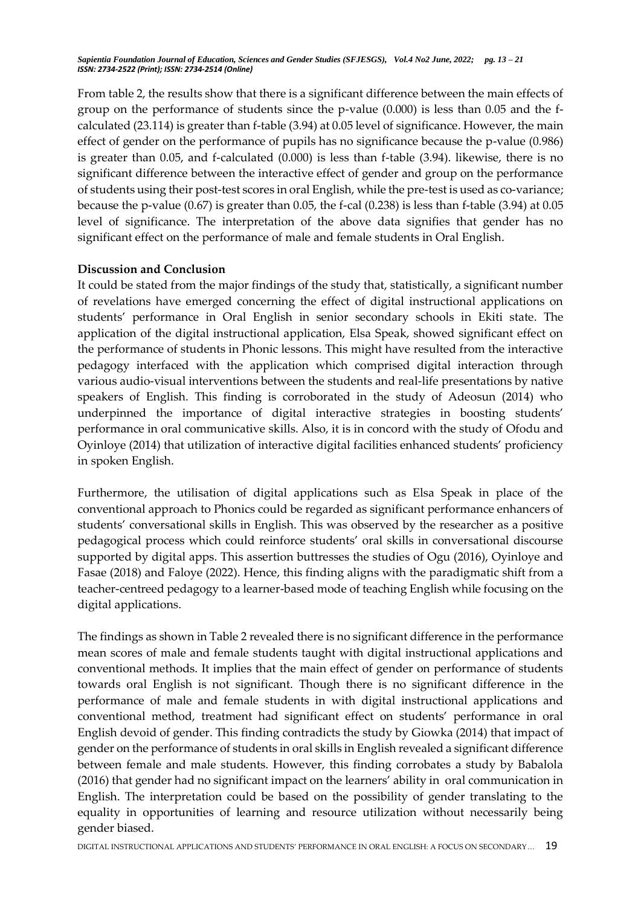From table 2, the results show that there is a significant difference between the main effects of group on the performance of students since the p-value (0.000) is less than 0.05 and the f-calculated (23.114) is greater than f-table (3.94) at 0.05 level of significance. However, the main effect of gender on the performance of pupils has no significance because the p-value (0.986) is greater than 0.05, and f-calculated (0.000) is less than f-table (3.94). likewise, there is no significant difference between the interactive effect of gender and group on the performance of students using their post-test scores in oral English, while the pre-test is used as co-variance; because the p-value (0.67) is greater than 0.05, the f-cal (0.238) is less than f-table (3.94) at 0.05 level of significance. The interpretation of the above data signifies that gender has no significant effect on the performance of male and female students in Oral English.

**Discussion and Conclusion**

It could be stated from the major findings of the study that, statistically, a significant number of revelations have emerged concerning the effect of digital instructional applications on students' performance in Oral English in senior secondary schools in Ekiti state. The application of the digital instructional application, Elsa Speak, showed significant effect on the performance of students in Phonic lessons. This might have resulted from the interactive pedagogy interfaced with the application which comprised digital interaction through various audio-visual interventions between the students and real-life presentations by native speakers of English. This finding is corroborated in the study of Adeosun (2014) who underpinned the importance of digital interactive strategies in boosting students' performance in oral communicative skills. Also, it is in concord with the study of Ofodu and Oyinloye (2014) that utilization of interactive digital facilities enhanced students' proficiency in spoken English.

Furthermore, the utilisation of digital applications such as Elsa Speak in place of the conventional approach to Phonics could be regarded as significant performance enhancers of students' conversational skills in English. This was observed by the researcher as a positive pedagogical process which could reinforce students' oral skills in conversational discourse supported by digital apps. This assertion buttresses the studies of Ogu (2016), Oyinloye and Fasae (2018) and Faloye (2022). Hence, this finding aligns with the paradigmatic shift from a teacher-centreed pedagogy to a learner-based mode of teaching English while focusing on the digital applications.

The findings as shown in Table 2 revealed there is no significant difference in the performance mean scores of male and female students taught with digital instructional applications and conventional methods. It implies that the main effect of gender on performance of students towards oral English is not significant. Though there is no significant difference in the performance of male and female students in with digital instructional applications and conventional method, treatment had significant effect on students' performance in oral English devoid of gender. This finding contradicts the study by Giowka (2014) that impact of gender on the performance of students in oral skills in English revealed a significant difference between female and male students. However, this finding corrobates a study by Babalola (2016) that gender had no significant impact on the learners' ability in oral communication in English. The interpretation could be based on the possibility of gender translating to the equality in opportunities of learning and resource utilization without necessarily being gender biased.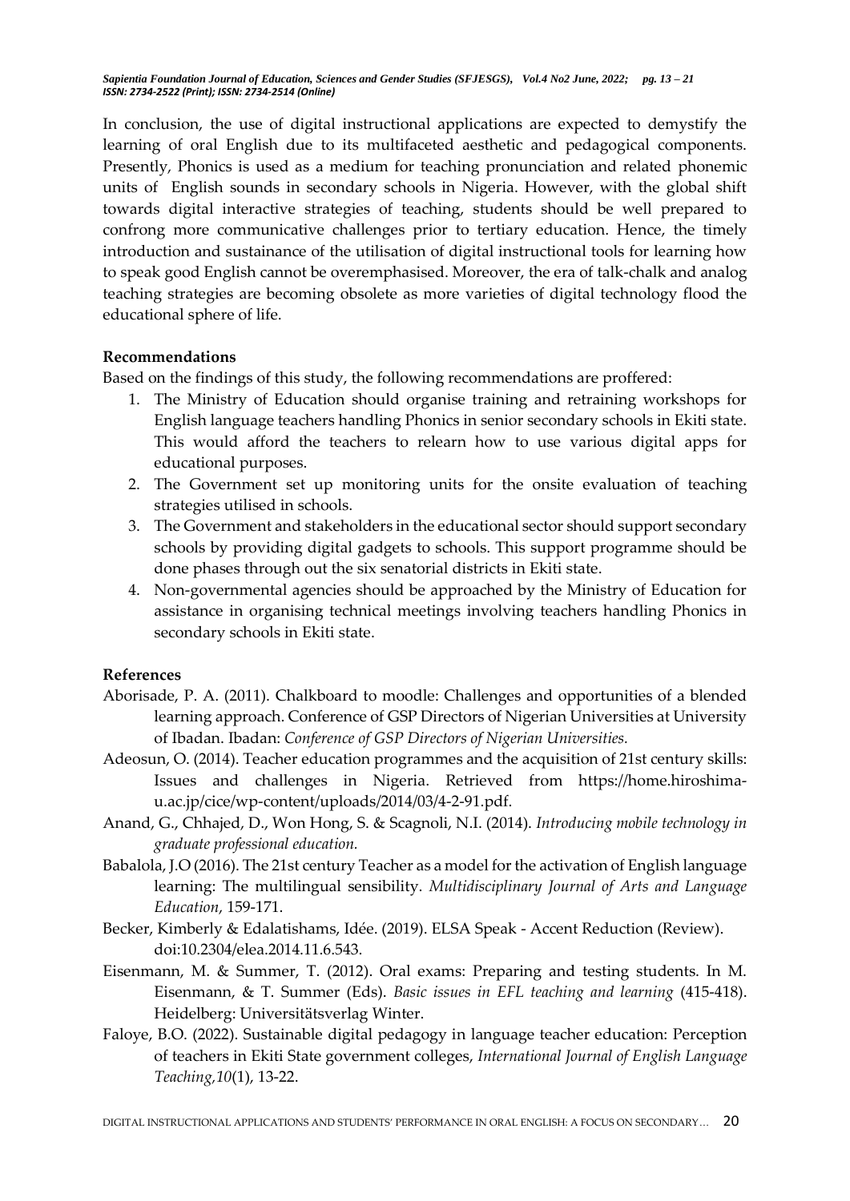In conclusion, the use of digital instructional applications are expected to demystify the learning of oral English due to its multifaceted aesthetic and pedagogical components. Presently, Phonics is used as a medium for teaching pronunciation and related phonemic units of English sounds in secondary schools in Nigeria. However, with the global shift towards digital interactive strategies of teaching, students should be well prepared to confrong more communicative challenges prior to tertiary education. Hence, the timely introduction and sustainance of the utilisation of digital instructional tools for learning how to speak good English cannot be overemphasised. Moreover, the era of talk-chalk and analog teaching strategies are becoming obsolete as more varieties of digital technology flood the educational sphere of life.

## Recommendations

Based on the findings of this study, the following recommendations are proffered:

1. The Ministry of Education should organise training and retraining workshops for English language teachers handling Phonics in senior secondary schools in Ekiti state. This would afford the teachers to relearn how to use various digital apps for educational purposes.
2. The Government set up monitoring units for the onsite evaluation of teaching strategies utilised in schools.
3. The Government and stakeholders in the educational sector should support secondary schools by providing digital gadgets to schools. This support programme should be done phases through out the six senatorial districts in Ekiti state.
4. Non-governmental agencies should be approached by the Ministry of Education for assistance in organising technical meetings involving teachers handling Phonics in secondary schools in Ekiti state.

## References

Aborisade, P. A. (2011). Chalkboard to moodle: Challenges and opportunities of a blended learning approach. Conference of GSP Directors of Nigerian Universities at University of Ibadan. Ibadan: *Conference of GSP Directors of Nigerian Universities.*

Adeosun, O. (2014). Teacher education programmes and the acquisition of 21st century skills: Issues and challenges in Nigeria. Retrieved from https://home.hiroshima-u.ac.jp/cice/wp-content/uploads/2014/03/4-2-91.pdf.

Anand, G., Chhajed, D., Won Hong, S. & Scagnoli, N.I. (2014). *Introducing mobile technology in graduate professional education.*

Babalola, J.O (2016). The 21st century Teacher as a model for the activation of English language learning: The multilingual sensibility. *Multidisciplinary Journal of Arts and Language Education*, 159-171.

Becker, Kimberly & Edalatishams, Idée. (2019). ELSA Speak - Accent Reduction (Review). doi:10.2304/elea.2014.11.6.543.

Eisenmann, M. & Summer, T. (2012). Oral exams: Preparing and testing students. In M. Eisenmann, & T. Summer (Eds). *Basic issues in EFL teaching and learning* (415-418). Heidelberg: Universitätsverlag Winter.

Faloye, B.O. (2022). Sustainable digital pedagogy in language teacher education: Perception of teachers in Ekiti State government colleges, *International Journal of English Language Teaching,10*(1), 13-22.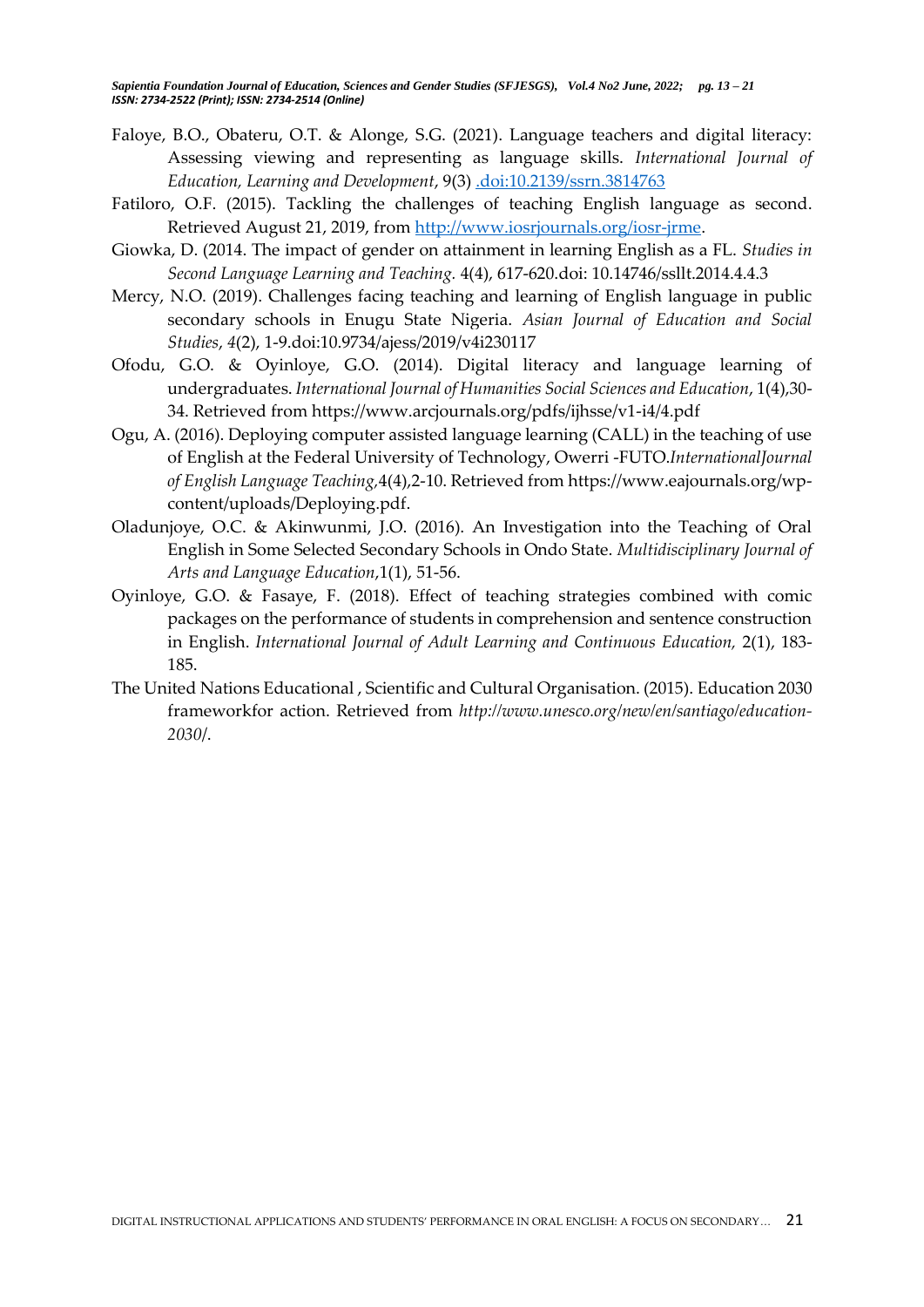Faloye, B.O., Obateru, O.T. & Alonge, S.G. (2021). Language teachers and digital literacy: Assessing viewing and representing as language skills. *International Journal of Education, Learning and Development*, 9(3) .doi:10.2139/ssrn.3814763

Fatiloro, O.F. (2015). Tackling the challenges of teaching English language as second. Retrieved August 21, 2019, from http://www.iosrjournals.org/iosr-jrme.

Giowka, D. (2014. The impact of gender on attainment in learning English as a FL. *Studies in Second Language Learning and Teaching.* 4(4), 617-620.doi: 10.14746/ssllt.2014.4.4.3

Mercy, N.O. (2019). Challenges facing teaching and learning of English language in public secondary schools in Enugu State Nigeria. *Asian Journal of Education and Social Studies*, *4*(2), 1-9.doi:10.9734/ajess/2019/v4i230117

Ofodu, G.O. & Oyinloye, G.O. (2014). Digital literacy and language learning of undergraduates. *International Journal of Humanities Social Sciences and Education*, 1(4),30-34. Retrieved from https://www.arcjournals.org/pdfs/ijhsse/v1-i4/4.pdf

Ogu, A. (2016). Deploying computer assisted language learning (CALL) in the teaching of use of English at the Federal University of Technology, Owerri -FUTO.*InternationalJournal of English Language Teaching,*4(4),2-10. Retrieved from https://www.eajournals.org/wp-content/uploads/Deploying.pdf.

Oladunjoye, O.C. & Akinwunmi, J.O. (2016). An Investigation into the Teaching of Oral English in Some Selected Secondary Schools in Ondo State. *Multidisciplinary Journal of Arts and Language Education*,1(1), 51-56.

Oyinloye, G.O. & Fasaye, F. (2018). Effect of teaching strategies combined with comic packages on the performance of students in comprehension and sentence construction in English. *International Journal of Adult Learning and Continuous Education,* 2(1), 183-185.

The United Nations Educational , Scientific and Cultural Organisation. (2015). Education 2030 frameworkfor action. Retrieved from *http://www.unesco.org/new/en/santiago/education-2030/*.